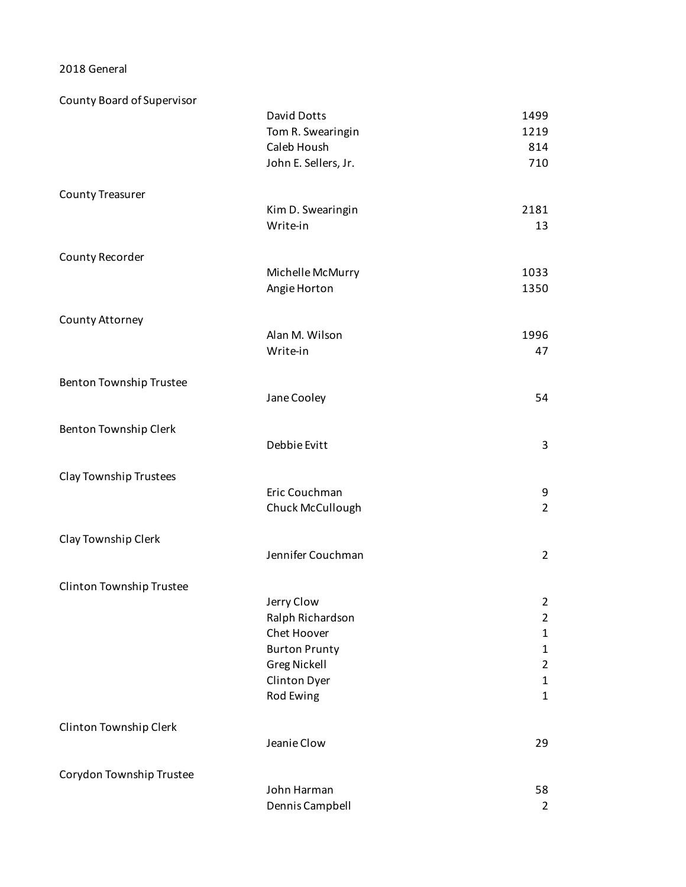2018 General

| Office | Candidate | Votes |
| --- | --- | --- |
| County Board of Supervisor | | |
| | David Dotts | 1499 |
| | Tom R. Swearingin | 1219 |
| | Caleb Housh | 814 |
| | John E. Sellers, Jr. | 710 |
| County Treasurer | | |
| | Kim D. Swearingin | 2181 |
| | Write-in | 13 |
| County Recorder | | |
| | Michelle McMurry | 1033 |
| | Angie Horton | 1350 |
| County Attorney | | |
| | Alan M. Wilson | 1996 |
| | Write-in | 47 |
| Benton Township Trustee | | |
| | Jane Cooley | 54 |
| Benton Township Clerk | | |
| | Debbie Evitt | 3 |
| Clay Township Trustees | | |
| | Eric Couchman | 9 |
| | Chuck McCullough | 2 |
| Clay Township Clerk | | |
| | Jennifer Couchman | 2 |
| Clinton Township Trustee | | |
| | Jerry Clow | 2 |
| | Ralph Richardson | 2 |
| | Chet Hoover | 1 |
| | Burton Prunty | 1 |
| | Greg Nickell | 2 |
| | Clinton Dyer | 1 |
| | Rod Ewing | 1 |
| Clinton Township Clerk | | |
| | Jeanie Clow | 29 |
| Corydon Township Trustee | | |
| | John Harman | 58 |
| | Dennis Campbell | 2 |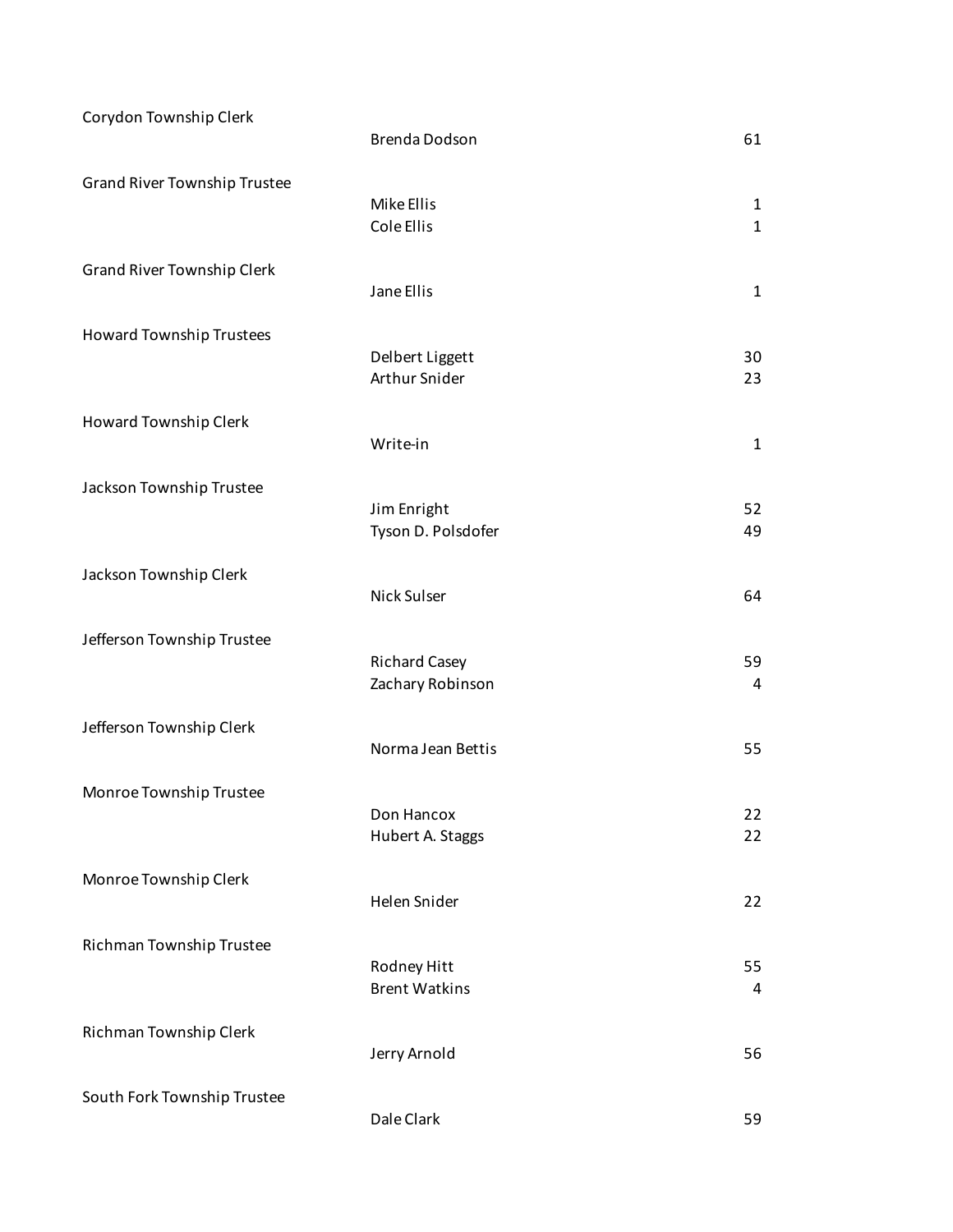| Office | Candidate | Votes |
| --- | --- | --- |
| Corydon Township Clerk | | |
| | Brenda Dodson | 61 |
| Grand River Township Trustee | | |
| | Mike Ellis | 1 |
| | Cole Ellis | 1 |
| Grand River Township Clerk | | |
| | Jane Ellis | 1 |
| Howard Township Trustees | | |
| | Delbert Liggett | 30 |
| | Arthur Snider | 23 |
| Howard Township Clerk | | |
| | Write-in | 1 |
| Jackson Township Trustee | | |
| | Jim Enright | 52 |
| | Tyson D. Polsdofer | 49 |
| Jackson Township Clerk | | |
| | Nick Sulser | 64 |
| Jefferson Township Trustee | | |
| | Richard Casey | 59 |
| | Zachary Robinson | 4 |
| Jefferson Township Clerk | | |
| | Norma Jean Bettis | 55 |
| Monroe Township Trustee | | |
| | Don Hancox | 22 |
| | Hubert A. Staggs | 22 |
| Monroe Township Clerk | | |
| | Helen Snider | 22 |
| Richman Township Trustee | | |
| | Rodney Hitt | 55 |
| | Brent Watkins | 4 |
| Richman Township Clerk | | |
| | Jerry Arnold | 56 |
| South Fork Township Trustee | | |
| | Dale Clark | 59 |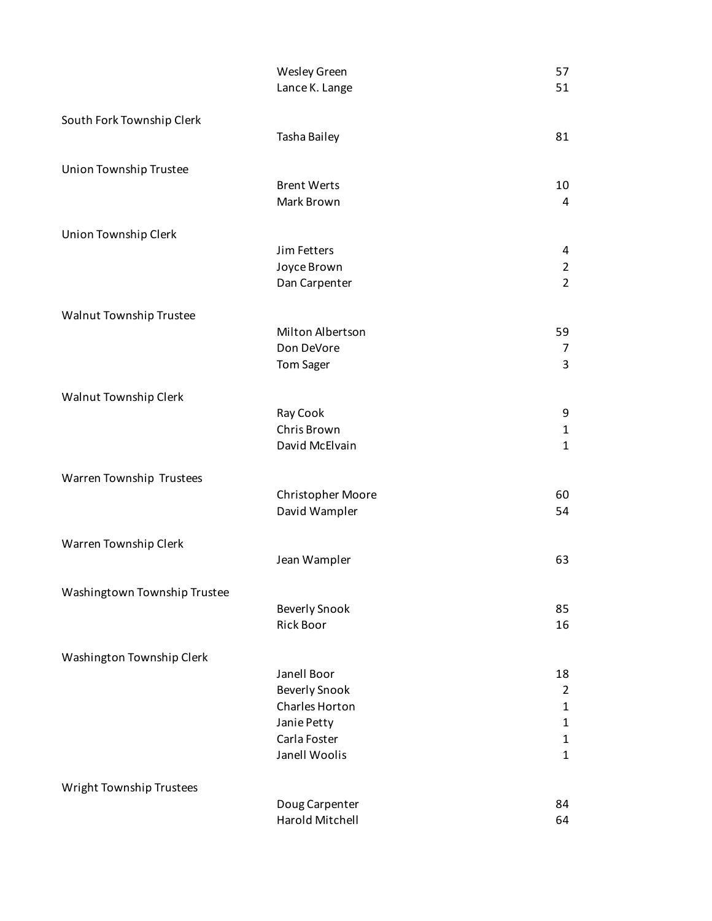| Office | Candidate | Votes |
| --- | --- | --- |
| | Wesley Green | 57 |
| | Lance K. Lange | 51 |
| South Fork Township Clerk | | |
| | Tasha Bailey | 81 |
| Union Township Trustee | | |
| | Brent Werts | 10 |
| | Mark Brown | 4 |
| Union Township Clerk | | |
| | Jim Fetters | 4 |
| | Joyce Brown | 2 |
| | Dan Carpenter | 2 |
| Walnut Township Trustee | | |
| | Milton Albertson | 59 |
| | Don DeVore | 7 |
| | Tom Sager | 3 |
| Walnut Township Clerk | | |
| | Ray Cook | 9 |
| | Chris Brown | 1 |
| | David McElvain | 1 |
| Warren Township Trustees | | |
| | Christopher Moore | 60 |
| | David Wampler | 54 |
| Warren Township Clerk | | |
| | Jean Wampler | 63 |
| Washingtown Township Trustee | | |
| | Beverly Snook | 85 |
| | Rick Boor | 16 |
| Washington Township Clerk | | |
| | Janell Boor | 18 |
| | Beverly Snook | 2 |
| | Charles Horton | 1 |
| | Janie Petty | 1 |
| | Carla Foster | 1 |
| | Janell Woolis | 1 |
| Wright Township Trustees | | |
| | Doug Carpenter | 84 |
| | Harold Mitchell | 64 |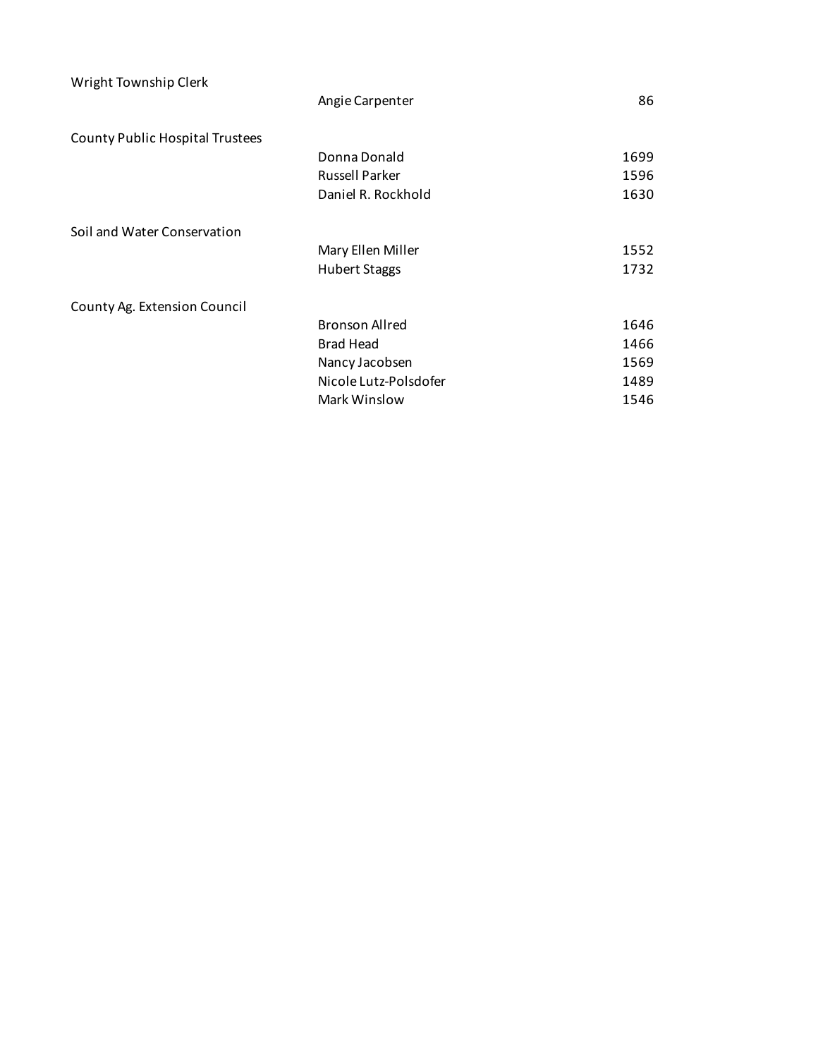| | | |
|---|---|---|
| Wright Township Clerk | | |
| | Angie Carpenter | 86 |
| County Public Hospital Trustees | | |
| | Donna Donald | 1699 |
| | Russell Parker | 1596 |
| | Daniel R. Rockhold | 1630 |
| Soil and Water Conservation | | |
| | Mary Ellen Miller | 1552 |
| | Hubert Staggs | 1732 |
| County Ag. Extension Council | | |
| | Bronson Allred | 1646 |
| | Brad Head | 1466 |
| | Nancy Jacobsen | 1569 |
| | Nicole Lutz-Polsdofer | 1489 |
| | Mark Winslow | 1546 |